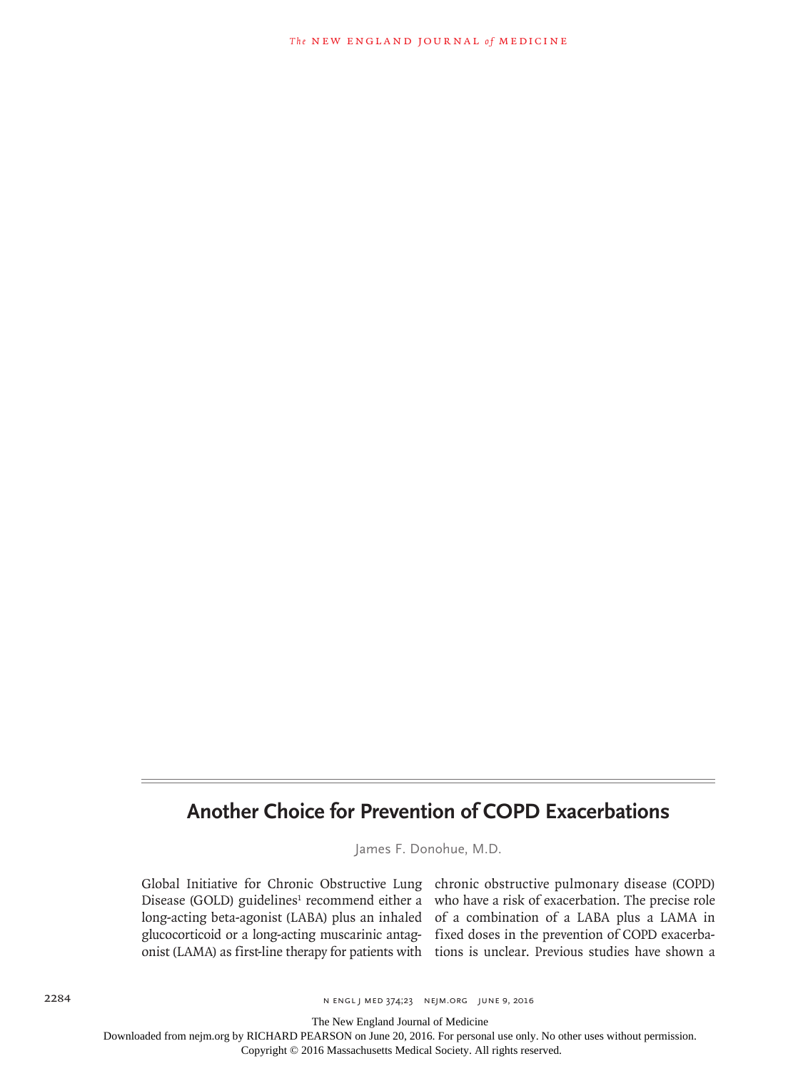# Another Choice for Prevention of COPD Exacerbations

James F. Donohue, M.D.

Global Initiative for Chronic Obstructive Lung Disease (GOLD) guidelines[1] recommend either a long-acting beta-agonist (LABA) plus an inhaled glucocorticoid or a long-acting muscarinic antagonist (LAMA) as first-line therapy for patients with chronic obstructive pulmonary disease (COPD) who have a risk of exacerbation. The precise role of a combination of a LABA plus a LAMA in fixed doses in the prevention of COPD exacerbations is unclear. Previous studies have shown a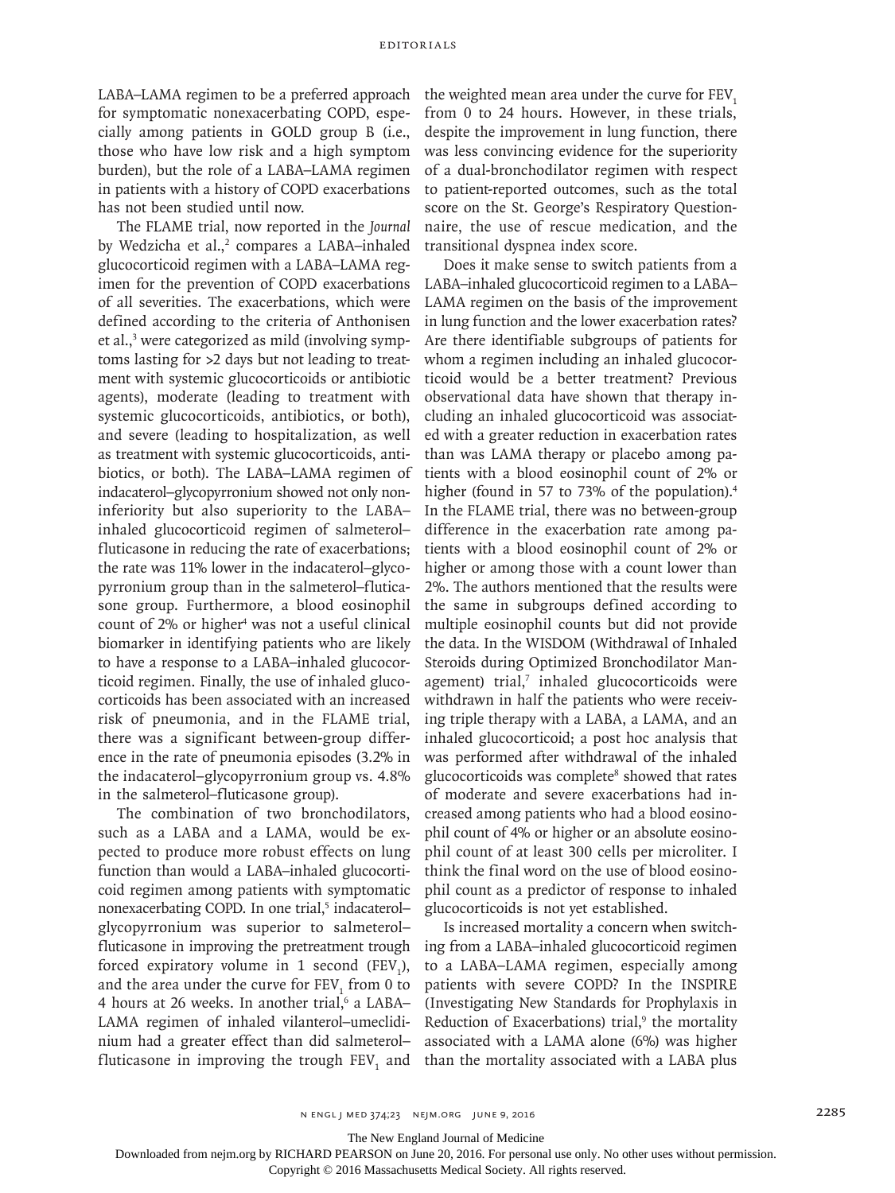LABA–LAMA regimen to be a preferred approach for symptomatic nonexacerbating COPD, especially among patients in GOLD group B (i.e., those who have low risk and a high symptom burden), but the role of a LABA–LAMA regimen in patients with a history of COPD exacerbations has not been studied until now.

The FLAME trial, now reported in the *Journal* by Wedzicha et al.,[2] compares a LABA–inhaled glucocorticoid regimen with a LABA–LAMA regimen for the prevention of COPD exacerbations of all severities. The exacerbations, which were defined according to the criteria of Anthonisen et al.,[3] were categorized as mild (involving symptoms lasting for >2 days but not leading to treatment with systemic glucocorticoids or antibiotic agents), moderate (leading to treatment with systemic glucocorticoids, antibiotics, or both), and severe (leading to hospitalization, as well as treatment with systemic glucocorticoids, antibiotics, or both). The LABA–LAMA regimen of indacaterol–glycopyrronium showed not only noninferiority but also superiority to the LABA–inhaled glucocorticoid regimen of salmeterol–fluticasone in reducing the rate of exacerbations; the rate was 11% lower in the indacaterol–glycopyrronium group than in the salmeterol–fluticasone group. Furthermore, a blood eosinophil count of 2% or higher[4] was not a useful clinical biomarker in identifying patients who are likely to have a response to a LABA–inhaled glucocorticoid regimen. Finally, the use of inhaled glucocorticoids has been associated with an increased risk of pneumonia, and in the FLAME trial, there was a significant between-group difference in the rate of pneumonia episodes (3.2% in the indacaterol–glycopyrronium group vs. 4.8% in the salmeterol–fluticasone group).

The combination of two bronchodilators, such as a LABA and a LAMA, would be expected to produce more robust effects on lung function than would a LABA–inhaled glucocorticoid regimen among patients with symptomatic nonexacerbating COPD. In one trial,[5] indacaterol–glycopyrronium was superior to salmeterol–fluticasone in improving the pretreatment trough forced expiratory volume in 1 second ($FEV_1$), and the area under the curve for $FEV_1$ from 0 to 4 hours at 26 weeks. In another trial,[6] a LABA–LAMA regimen of inhaled vilanterol–umeclidinium had a greater effect than did salmeterol–fluticasone in improving the trough $FEV_1$ and the weighted mean area under the curve for $FEV_1$ from 0 to 24 hours. However, in these trials, despite the improvement in lung function, there was less convincing evidence for the superiority of a dual-bronchodilator regimen with respect to patient-reported outcomes, such as the total score on the St. George's Respiratory Questionnaire, the use of rescue medication, and the transitional dyspnea index score.

Does it make sense to switch patients from a LABA–inhaled glucocorticoid regimen to a LABA–LAMA regimen on the basis of the improvement in lung function and the lower exacerbation rates? Are there identifiable subgroups of patients for whom a regimen including an inhaled glucocorticoid would be a better treatment? Previous observational data have shown that therapy including an inhaled glucocorticoid was associated with a greater reduction in exacerbation rates than was LAMA therapy or placebo among patients with a blood eosinophil count of 2% or higher (found in 57 to 73% of the population).[4] In the FLAME trial, there was no between-group difference in the exacerbation rate among patients with a blood eosinophil count of 2% or higher or among those with a count lower than 2%. The authors mentioned that the results were the same in subgroups defined according to multiple eosinophil counts but did not provide the data. In the WISDOM (Withdrawal of Inhaled Steroids during Optimized Bronchodilator Management) trial,[7] inhaled glucocorticoids were withdrawn in half the patients who were receiving triple therapy with a LABA, a LAMA, and an inhaled glucocorticoid; a post hoc analysis that was performed after withdrawal of the inhaled glucocorticoids was complete[8] showed that rates of moderate and severe exacerbations had increased among patients who had a blood eosinophil count of 4% or higher or an absolute eosinophil count of at least 300 cells per microliter. I think the final word on the use of blood eosinophil count as a predictor of response to inhaled glucocorticoids is not yet established.

Is increased mortality a concern when switching from a LABA–inhaled glucocorticoid regimen to a LABA–LAMA regimen, especially among patients with severe COPD? In the INSPIRE (Investigating New Standards for Prophylaxis in Reduction of Exacerbations) trial,[9] the mortality associated with a LAMA alone (6%) was higher than the mortality associated with a LABA plus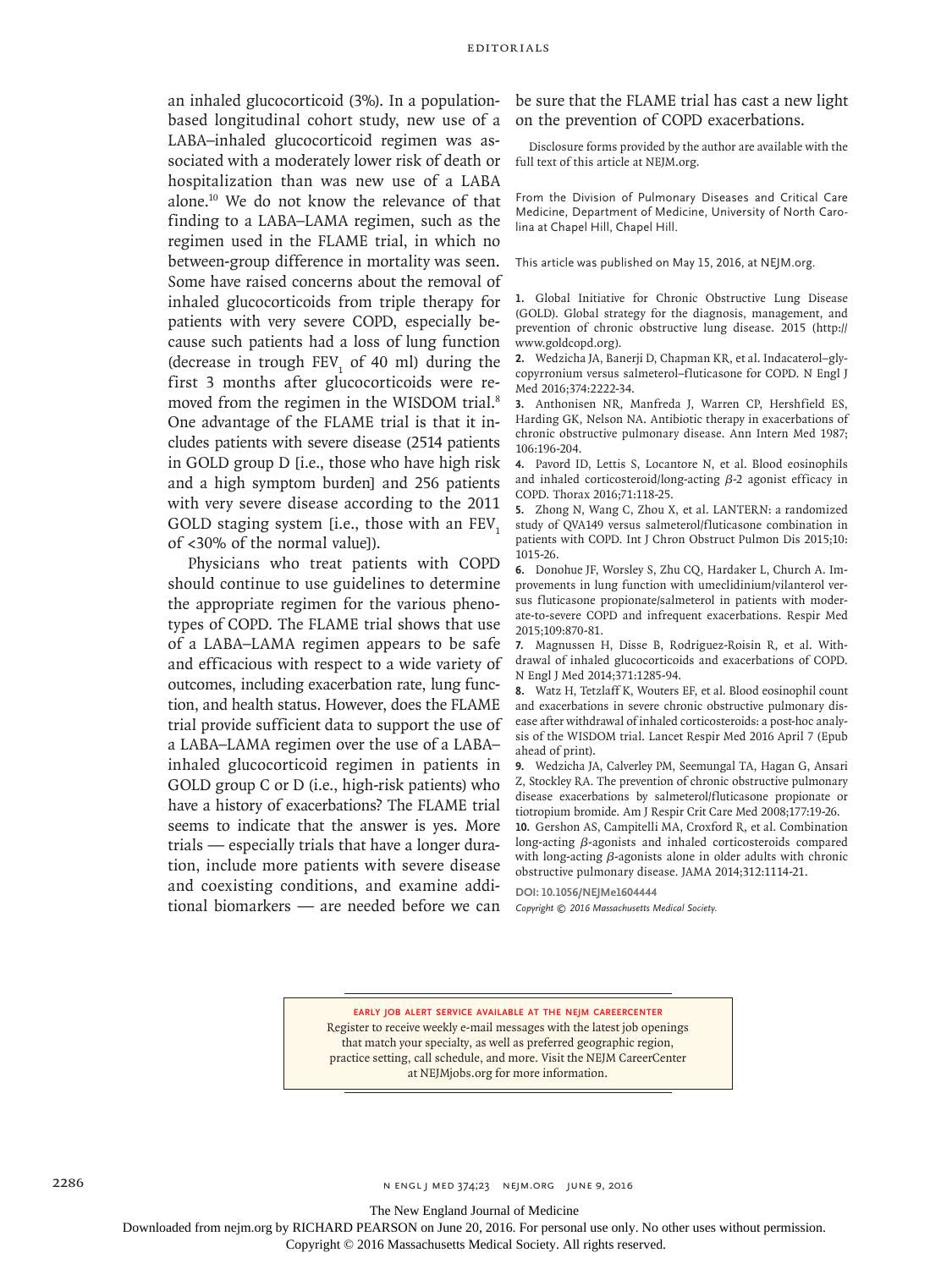an inhaled glucocorticoid (3%). In a population-based longitudinal cohort study, new use of a LABA–inhaled glucocorticoid regimen was associated with a moderately lower risk of death or hospitalization than was new use of a LABA alone.[10] We do not know the relevance of that finding to a LABA–LAMA regimen, such as the regimen used in the FLAME trial, in which no between-group difference in mortality was seen. Some have raised concerns about the removal of inhaled glucocorticoids from triple therapy for patients with very severe COPD, especially because such patients had a loss of lung function (decrease in trough $FEV_1$ of 40 ml) during the first 3 months after glucocorticoids were removed from the regimen in the WISDOM trial.[8] One advantage of the FLAME trial is that it includes patients with severe disease (2514 patients in GOLD group D [i.e., those who have high risk and a high symptom burden] and 256 patients with very severe disease according to the 2011 GOLD staging system [i.e., those with an $FEV_1$ of <30% of the normal value]).

Physicians who treat patients with COPD should continue to use guidelines to determine the appropriate regimen for the various phenotypes of COPD. The FLAME trial shows that use of a LABA–LAMA regimen appears to be safe and efficacious with respect to a wide variety of outcomes, including exacerbation rate, lung function, and health status. However, does the FLAME trial provide sufficient data to support the use of a LABA–LAMA regimen over the use of a LABA–inhaled glucocorticoid regimen in patients in GOLD group C or D (i.e., high-risk patients) who have a history of exacerbations? The FLAME trial seems to indicate that the answer is yes. More trials — especially trials that have a longer duration, include more patients with severe disease and coexisting conditions, and examine additional biomarkers — are needed before we can be sure that the FLAME trial has cast a new light on the prevention of COPD exacerbations.

Disclosure forms provided by the author are available with the full text of this article at NEJM.org.

From the Division of Pulmonary Diseases and Critical Care Medicine, Department of Medicine, University of North Carolina at Chapel Hill, Chapel Hill.

This article was published on May 15, 2016, at NEJM.org.

1. Global Initiative for Chronic Obstructive Lung Disease (GOLD). Global strategy for the diagnosis, management, and prevention of chronic obstructive lung disease. 2015 (http://www.goldcopd.org).
2. Wedzicha JA, Banerji D, Chapman KR, et al. Indacaterol–glycopyrronium versus salmeterol–fluticasone for COPD. N Engl J Med 2016;374:2222-34.
3. Anthonisen NR, Manfreda J, Warren CP, Hershfield ES, Harding GK, Nelson NA. Antibiotic therapy in exacerbations of chronic obstructive pulmonary disease. Ann Intern Med 1987;106:196-204.
4. Pavord ID, Lettis S, Locantore N, et al. Blood eosinophils and inhaled corticosteroid/long-acting β-2 agonist efficacy in COPD. Thorax 2016;71:118-25.
5. Zhong N, Wang C, Zhou X, et al. LANTERN: a randomized study of QVA149 versus salmeterol/fluticasone combination in patients with COPD. Int J Chron Obstruct Pulmon Dis 2015;10:1015-26.
6. Donohue JF, Worsley S, Zhu CQ, Hardaker L, Church A. Improvements in lung function with umeclidinium/vilanterol versus fluticasone propionate/salmeterol in patients with moderate-to-severe COPD and infrequent exacerbations. Respir Med 2015;109:870-81.
7. Magnussen H, Disse B, Rodriguez-Roisin R, et al. Withdrawal of inhaled glucocorticoids and exacerbations of COPD. N Engl J Med 2014;371:1285-94.
8. Watz H, Tetzlaff K, Wouters EF, et al. Blood eosinophil count and exacerbations in severe chronic obstructive pulmonary disease after withdrawal of inhaled corticosteroids: a post-hoc analysis of the WISDOM trial. Lancet Respir Med 2016 April 7 (Epub ahead of print).
9. Wedzicha JA, Calverley PM, Seemungal TA, Hagan G, Ansari Z, Stockley RA. The prevention of chronic obstructive pulmonary disease exacerbations by salmeterol/fluticasone propionate or tiotropium bromide. Am J Respir Crit Care Med 2008;177:19-26.
10. Gershon AS, Campitelli MA, Croxford R, et al. Combination long-acting β-agonists and inhaled corticosteroids compared with long-acting β-agonists alone in older adults with chronic obstructive pulmonary disease. JAMA 2014;312:1114-21.

DOI: 10.1056/NEJMe1604444

*Copyright © 2016 Massachusetts Medical Society.*

**EARLY JOB ALERT SERVICE AVAILABLE AT THE NEJM CAREERCENTER**
Register to receive weekly e-mail messages with the latest job openings that match your specialty, as well as preferred geographic region, practice setting, call schedule, and more. Visit the NEJM CareerCenter at NEJMjobs.org for more information.